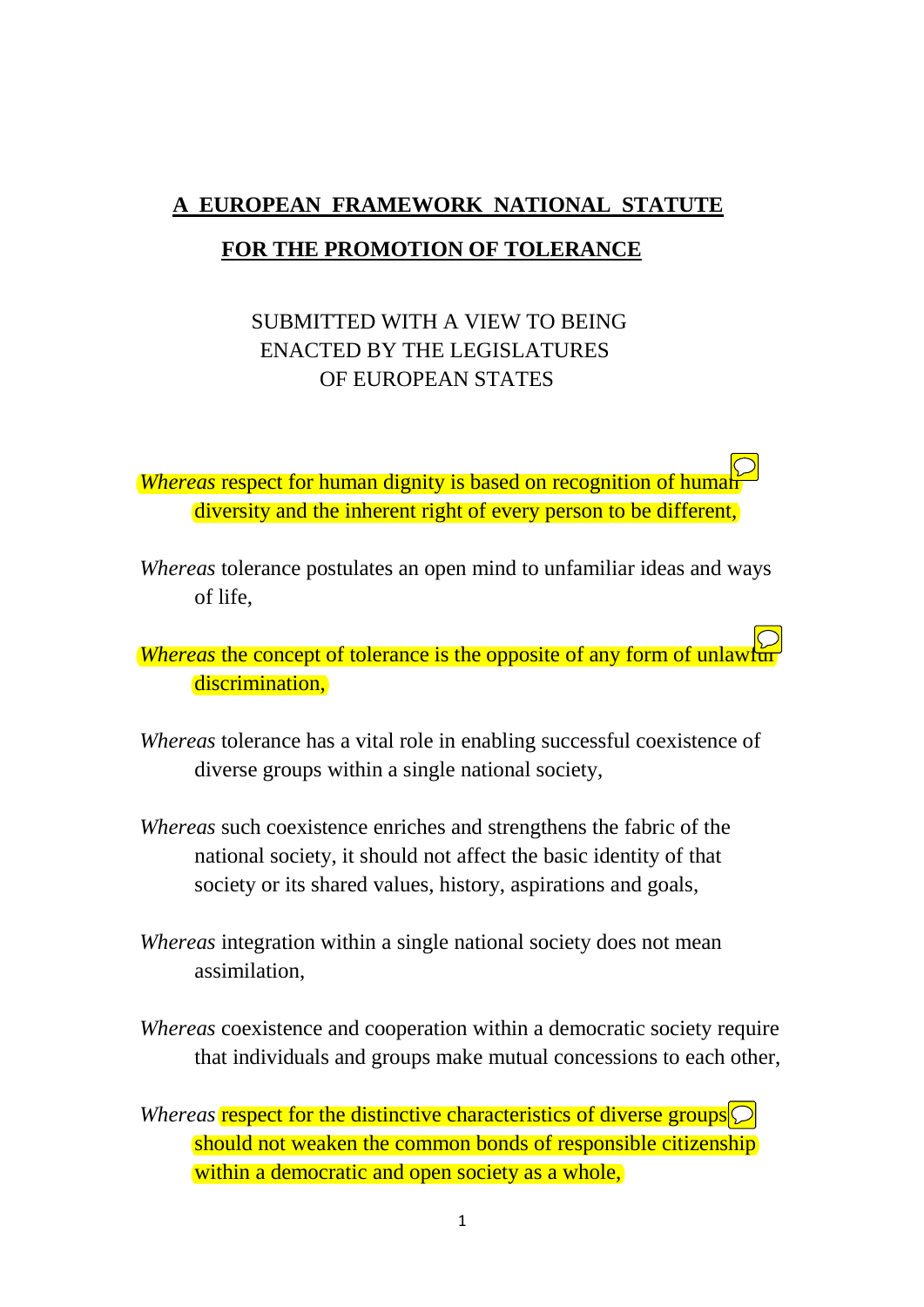# A EUROPEAN FRAMEWORK NATIONAL STATUTE

# FOR THE PROMOTION OF TOLERANCE

SUBMITTED WITH A VIEW TO BEING ENACTED BY THE LEGISLATURES OF EUROPEAN STATES

*Whereas* respect for human dignity is based on recognition of human diversity and the inherent right of every person to be different,

*Whereas* tolerance postulates an open mind to unfamiliar ideas and ways of life,

*Whereas* the concept of tolerance is the opposite of any form of unlawful discrimination,

*Whereas* tolerance has a vital role in enabling successful coexistence of diverse groups within a single national society,

*Whereas* such coexistence enriches and strengthens the fabric of the national society, it should not affect the basic identity of that society or its shared values, history, aspirations and goals,

*Whereas* integration within a single national society does not mean assimilation,

*Whereas* coexistence and cooperation within a democratic society require that individuals and groups make mutual concessions to each other,

*Whereas* respect for the distinctive characteristics of diverse groups should not weaken the common bonds of responsible citizenship within a democratic and open society as a whole,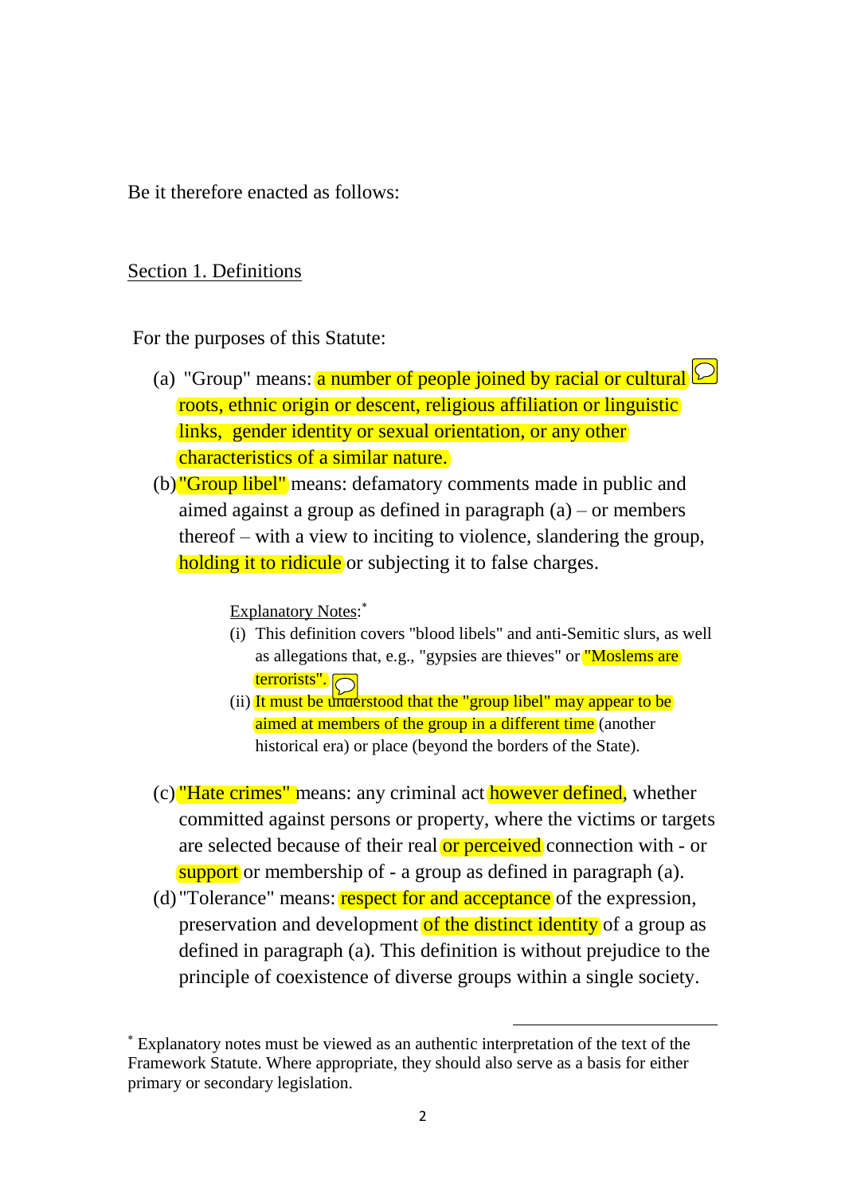Be it therefore enacted as follows:

Section 1. Definitions

For the purposes of this Statute:

(a) "Group" means: a number of people joined by racial or cultural roots, ethnic origin or descent, religious affiliation or linguistic links, gender identity or sexual orientation, or any other characteristics of a similar nature.

(b) "Group libel" means: defamatory comments made in public and aimed against a group as defined in paragraph (a) – or members thereof – with a view to inciting to violence, slandering the group, holding it to ridicule or subjecting it to false charges.

Explanatory Notes:*

(i) This definition covers "blood libels" and anti-Semitic slurs, as well as allegations that, e.g., "gypsies are thieves" or "Moslems are terrorists".

(ii) It must be understood that the "group libel" may appear to be aimed at members of the group in a different time (another historical era) or place (beyond the borders of the State).

(c) "Hate crimes" means: any criminal act however defined, whether committed against persons or property, where the victims or targets are selected because of their real or perceived connection with - or support or membership of - a group as defined in paragraph (a).

(d) "Tolerance" means: respect for and acceptance of the expression, preservation and development of the distinct identity of a group as defined in paragraph (a). This definition is without prejudice to the principle of coexistence of diverse groups within a single society.

* Explanatory notes must be viewed as an authentic interpretation of the text of the Framework Statute. Where appropriate, they should also serve as a basis for either primary or secondary legislation.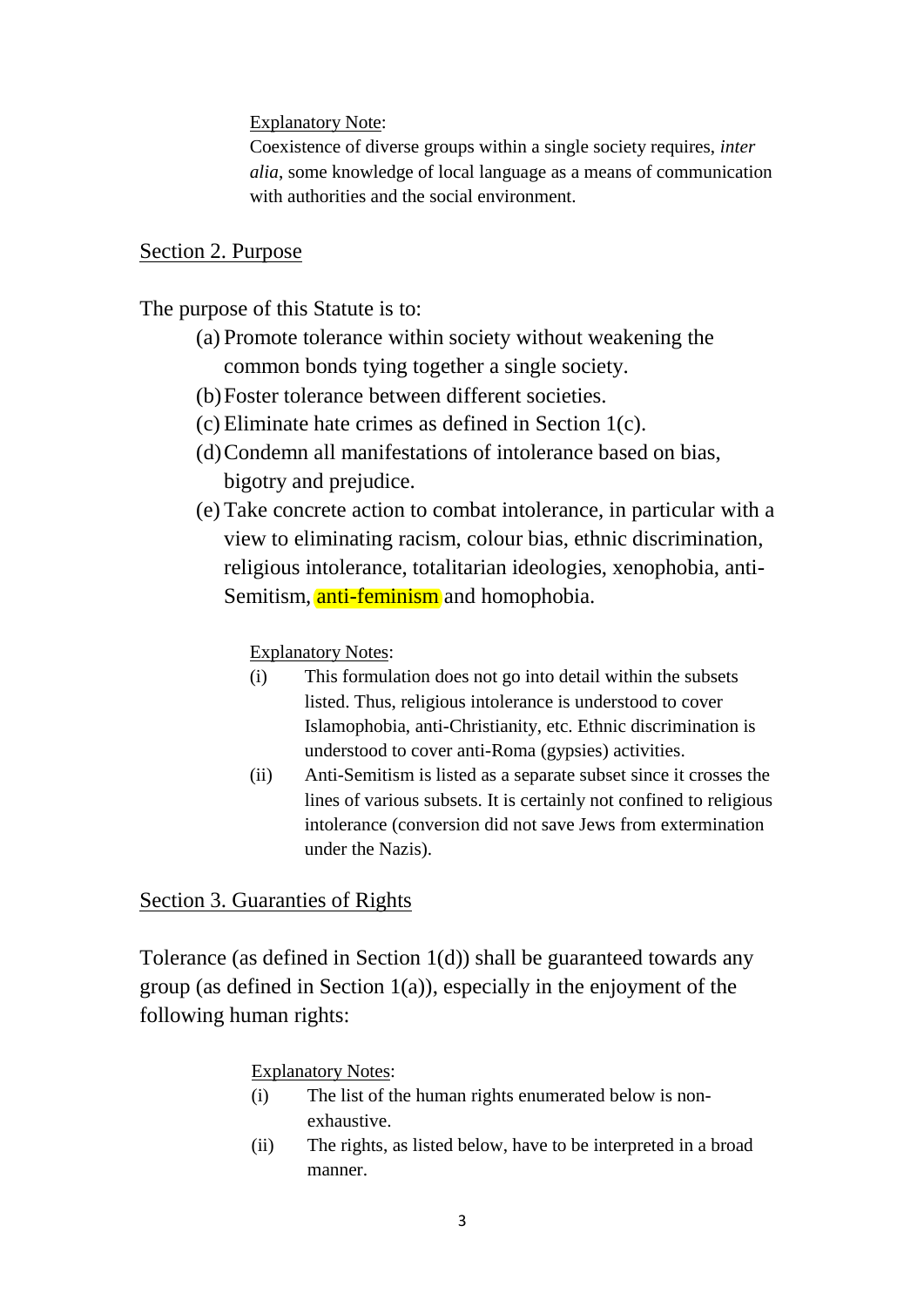Explanatory Note:

Coexistence of diverse groups within a single society requires, *inter alia*, some knowledge of local language as a means of communication with authorities and the social environment.

## Section 2. Purpose

The purpose of this Statute is to:

(a) Promote tolerance within society without weakening the common bonds tying together a single society.

(b) Foster tolerance between different societies.

(c) Eliminate hate crimes as defined in Section 1(c).

(d) Condemn all manifestations of intolerance based on bias, bigotry and prejudice.

(e) Take concrete action to combat intolerance, in particular with a view to eliminating racism, colour bias, ethnic discrimination, religious intolerance, totalitarian ideologies, xenophobia, anti-Semitism, anti-feminism and homophobia.

Explanatory Notes:

(i) This formulation does not go into detail within the subsets listed. Thus, religious intolerance is understood to cover Islamophobia, anti-Christianity, etc. Ethnic discrimination is understood to cover anti-Roma (gypsies) activities.

(ii) Anti-Semitism is listed as a separate subset since it crosses the lines of various subsets. It is certainly not confined to religious intolerance (conversion did not save Jews from extermination under the Nazis).

## Section 3. Guaranties of Rights

Tolerance (as defined in Section 1(d)) shall be guaranteed towards any group (as defined in Section 1(a)), especially in the enjoyment of the following human rights:

Explanatory Notes:

(i) The list of the human rights enumerated below is non-exhaustive.

(ii) The rights, as listed below, have to be interpreted in a broad manner.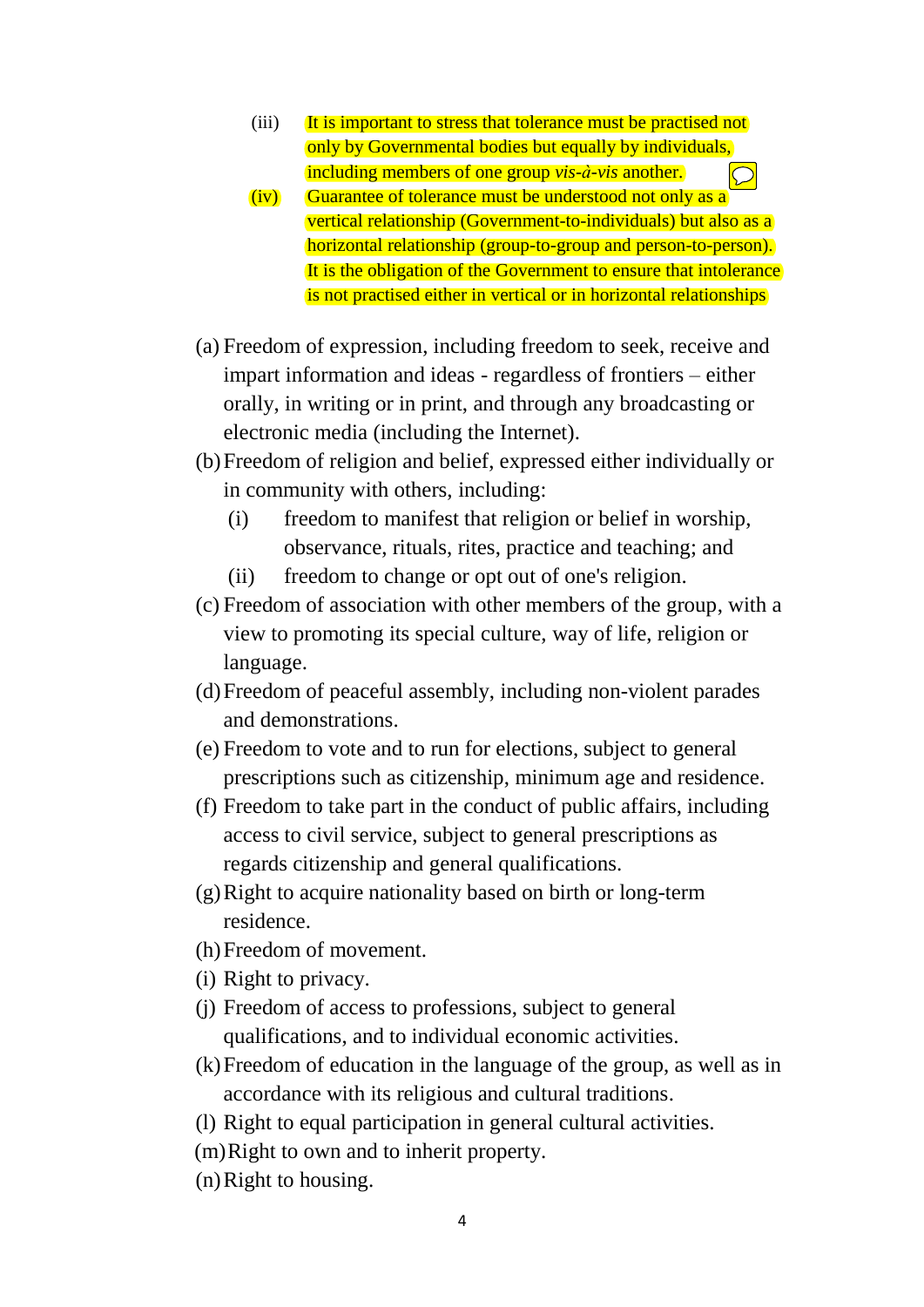(iii) It is important to stress that tolerance must be practised not only by Governmental bodies but equally by individuals, including members of one group *vis-à-vis* another.

(iv) Guarantee of tolerance must be understood not only as a vertical relationship (Government-to-individuals) but also as a horizontal relationship (group-to-group and person-to-person). It is the obligation of the Government to ensure that intolerance is not practised either in vertical or in horizontal relationships

(a) Freedom of expression, including freedom to seek, receive and impart information and ideas - regardless of frontiers – either orally, in writing or in print, and through any broadcasting or electronic media (including the Internet).

(b) Freedom of religion and belief, expressed either individually or in community with others, including:

   (i) freedom to manifest that religion or belief in worship, observance, rituals, rites, practice and teaching; and

   (ii) freedom to change or opt out of one's religion.

(c) Freedom of association with other members of the group, with a view to promoting its special culture, way of life, religion or language.

(d) Freedom of peaceful assembly, including non-violent parades and demonstrations.

(e) Freedom to vote and to run for elections, subject to general prescriptions such as citizenship, minimum age and residence.

(f) Freedom to take part in the conduct of public affairs, including access to civil service, subject to general prescriptions as regards citizenship and general qualifications.

(g) Right to acquire nationality based on birth or long-term residence.

(h) Freedom of movement.

(i) Right to privacy.

(j) Freedom of access to professions, subject to general qualifications, and to individual economic activities.

(k) Freedom of education in the language of the group, as well as in accordance with its religious and cultural traditions.

(l) Right to equal participation in general cultural activities.

(m) Right to own and to inherit property.

(n) Right to housing.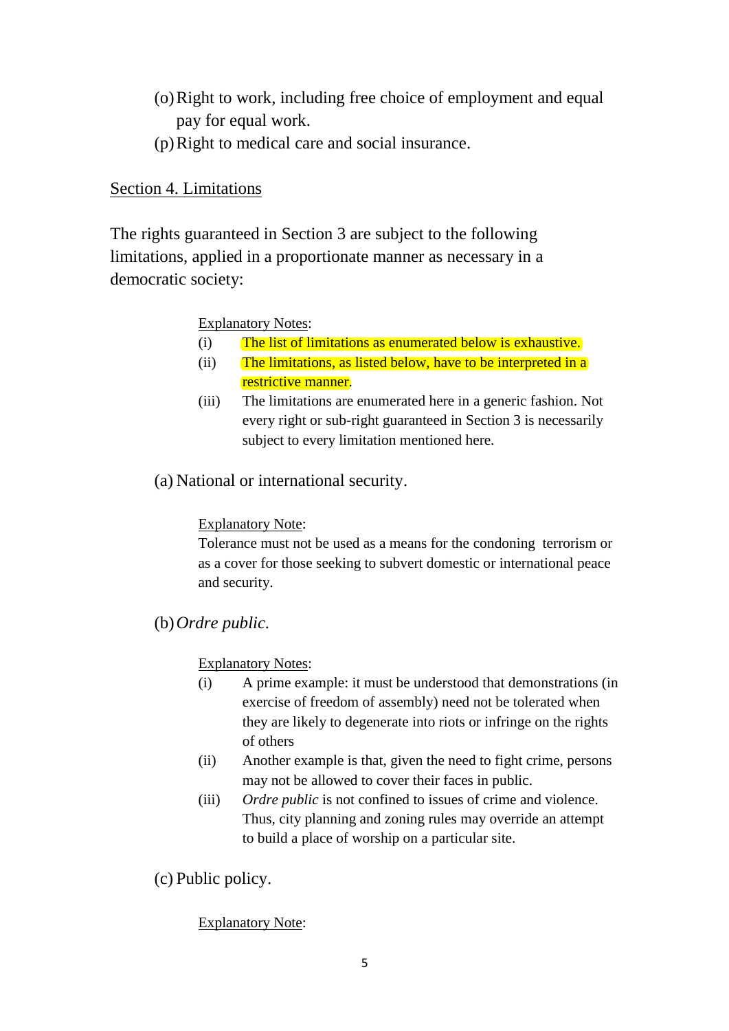(o) Right to work, including free choice of employment and equal pay for equal work.

(p) Right to medical care and social insurance.

Section 4. Limitations

The rights guaranteed in Section 3 are subject to the following limitations, applied in a proportionate manner as necessary in a democratic society:

Explanatory Notes:

(i) The list of limitations as enumerated below is exhaustive.

(ii) The limitations, as listed below, have to be interpreted in a restrictive manner.

(iii) The limitations are enumerated here in a generic fashion. Not every right or sub-right guaranteed in Section 3 is necessarily subject to every limitation mentioned here.

(a) National or international security.

Explanatory Note:

Tolerance must not be used as a means for the condoning terrorism or as a cover for those seeking to subvert domestic or international peace and security.

(b) *Ordre public*.

Explanatory Notes:

(i) A prime example: it must be understood that demonstrations (in exercise of freedom of assembly) need not be tolerated when they are likely to degenerate into riots or infringe on the rights of others

(ii) Another example is that, given the need to fight crime, persons may not be allowed to cover their faces in public.

(iii) *Ordre public* is not confined to issues of crime and violence. Thus, city planning and zoning rules may override an attempt to build a place of worship on a particular site.

(c) Public policy.

Explanatory Note: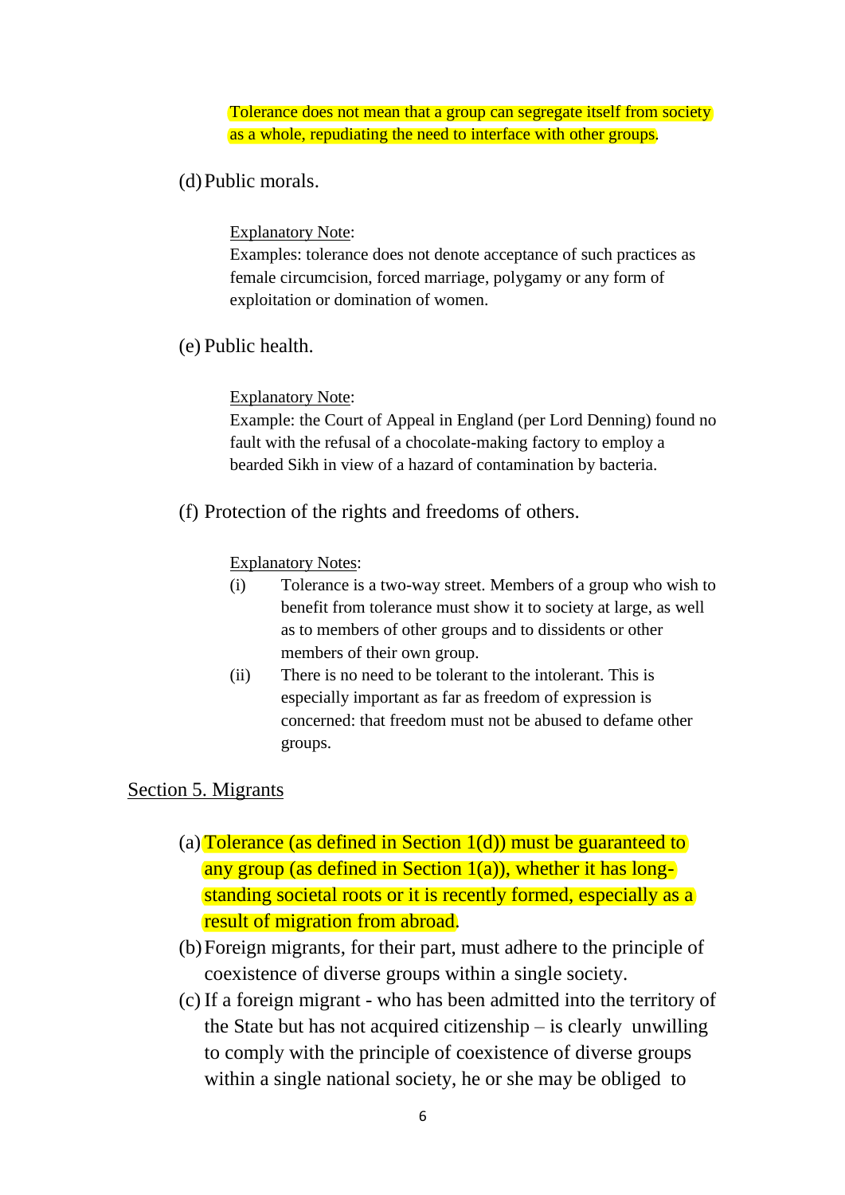Tolerance does not mean that a group can segregate itself from society as a whole, repudiating the need to interface with other groups.

(d) Public morals.

Explanatory Note:
Examples: tolerance does not denote acceptance of such practices as female circumcision, forced marriage, polygamy or any form of exploitation or domination of women.

(e) Public health.

Explanatory Note:
Example: the Court of Appeal in England (per Lord Denning) found no fault with the refusal of a chocolate-making factory to employ a bearded Sikh in view of a hazard of contamination by bacteria.

(f) Protection of the rights and freedoms of others.

Explanatory Notes:

(i) Tolerance is a two-way street. Members of a group who wish to benefit from tolerance must show it to society at large, as well as to members of other groups and to dissidents or other members of their own group.

(ii) There is no need to be tolerant to the intolerant. This is especially important as far as freedom of expression is concerned: that freedom must not be abused to defame other groups.

## Section 5. Migrants

(a) Tolerance (as defined in Section 1(d)) must be guaranteed to any group (as defined in Section 1(a)), whether it has long-standing societal roots or it is recently formed, especially as a result of migration from abroad.

(b) Foreign migrants, for their part, must adhere to the principle of coexistence of diverse groups within a single society.

(c) If a foreign migrant - who has been admitted into the territory of the State but has not acquired citizenship – is clearly unwilling to comply with the principle of coexistence of diverse groups within a single national society, he or she may be obliged to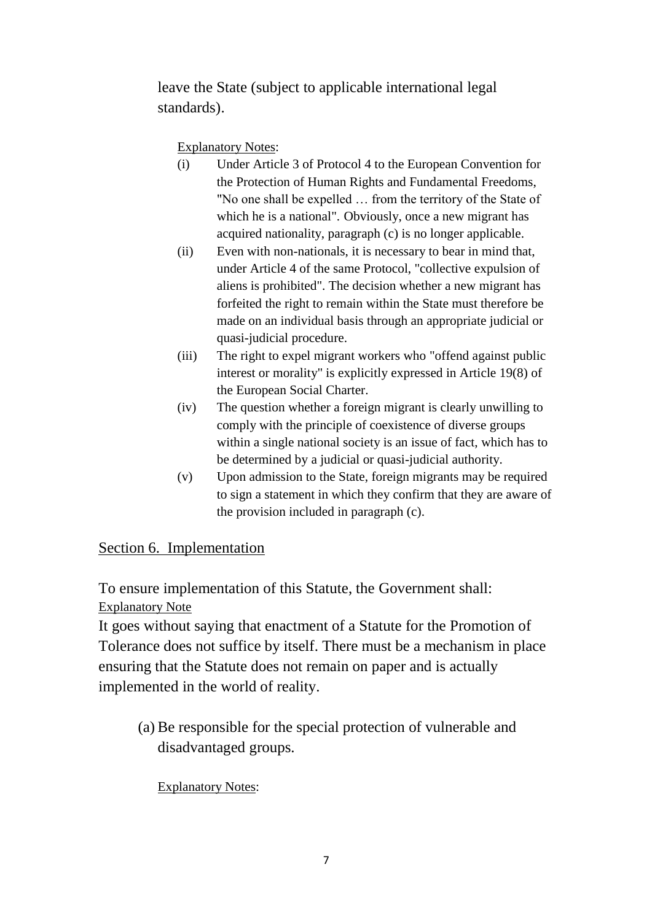leave the State (subject to applicable international legal standards).

Explanatory Notes:

(i) Under Article 3 of Protocol 4 to the European Convention for the Protection of Human Rights and Fundamental Freedoms, "No one shall be expelled … from the territory of the State of which he is a national". Obviously, once a new migrant has acquired nationality, paragraph (c) is no longer applicable.

(ii) Even with non-nationals, it is necessary to bear in mind that, under Article 4 of the same Protocol, "collective expulsion of aliens is prohibited". The decision whether a new migrant has forfeited the right to remain within the State must therefore be made on an individual basis through an appropriate judicial or quasi-judicial procedure.

(iii) The right to expel migrant workers who "offend against public interest or morality" is explicitly expressed in Article 19(8) of the European Social Charter.

(iv) The question whether a foreign migrant is clearly unwilling to comply with the principle of coexistence of diverse groups within a single national society is an issue of fact, which has to be determined by a judicial or quasi-judicial authority.

(v) Upon admission to the State, foreign migrants may be required to sign a statement in which they confirm that they are aware of the provision included in paragraph (c).

## Section 6. Implementation

To ensure implementation of this Statute, the Government shall:

Explanatory Note

It goes without saying that enactment of a Statute for the Promotion of Tolerance does not suffice by itself. There must be a mechanism in place ensuring that the Statute does not remain on paper and is actually implemented in the world of reality.

(a) Be responsible for the special protection of vulnerable and disadvantaged groups.

Explanatory Notes: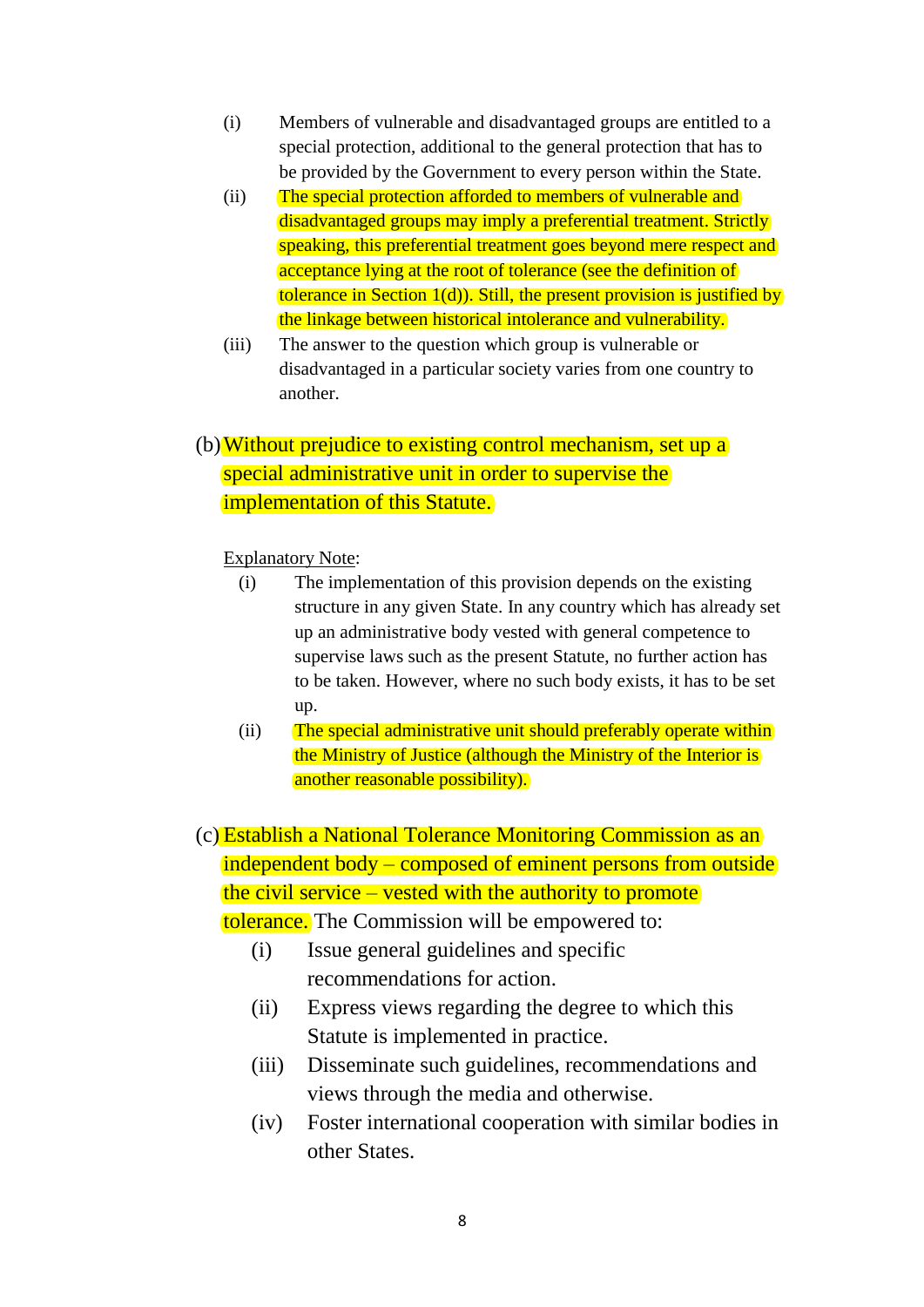(i) Members of vulnerable and disadvantaged groups are entitled to a special protection, additional to the general protection that has to be provided by the Government to every person within the State.

(ii) The special protection afforded to members of vulnerable and disadvantaged groups may imply a preferential treatment. Strictly speaking, this preferential treatment goes beyond mere respect and acceptance lying at the root of tolerance (see the definition of tolerance in Section 1(d)). Still, the present provision is justified by the linkage between historical intolerance and vulnerability.

(iii) The answer to the question which group is vulnerable or disadvantaged in a particular society varies from one country to another.

(b) Without prejudice to existing control mechanism, set up a special administrative unit in order to supervise the implementation of this Statute.

Explanatory Note:

(i) The implementation of this provision depends on the existing structure in any given State. In any country which has already set up an administrative body vested with general competence to supervise laws such as the present Statute, no further action has to be taken. However, where no such body exists, it has to be set up.

(ii) The special administrative unit should preferably operate within the Ministry of Justice (although the Ministry of the Interior is another reasonable possibility).

(c) Establish a National Tolerance Monitoring Commission as an independent body – composed of eminent persons from outside the civil service – vested with the authority to promote tolerance. The Commission will be empowered to:

(i) Issue general guidelines and specific recommendations for action.

(ii) Express views regarding the degree to which this Statute is implemented in practice.

(iii) Disseminate such guidelines, recommendations and views through the media and otherwise.

(iv) Foster international cooperation with similar bodies in other States.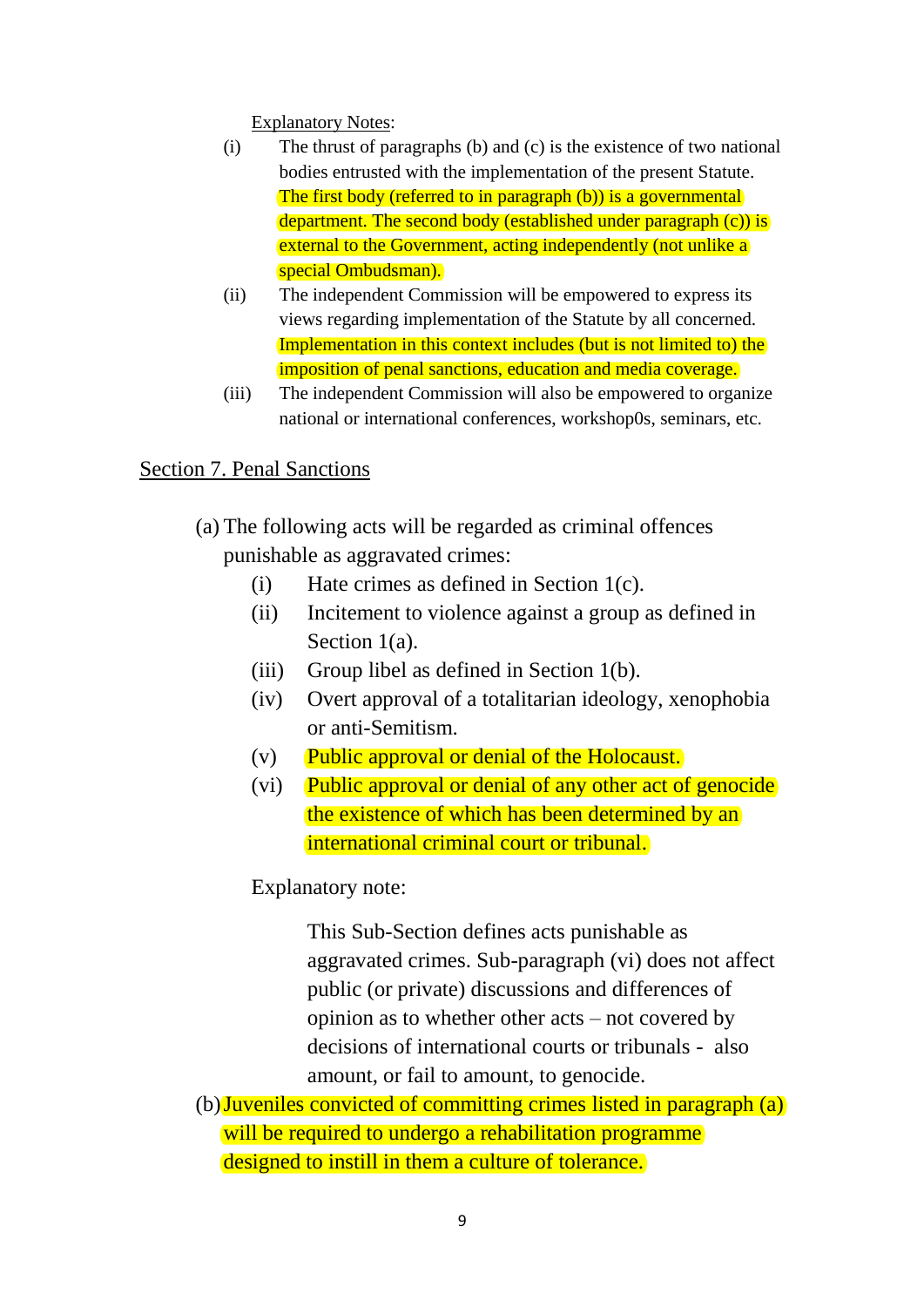Explanatory Notes:

(i) The thrust of paragraphs (b) and (c) is the existence of two national bodies entrusted with the implementation of the present Statute. The first body (referred to in paragraph (b)) is a governmental department. The second body (established under paragraph (c)) is external to the Government, acting independently (not unlike a special Ombudsman).

(ii) The independent Commission will be empowered to express its views regarding implementation of the Statute by all concerned. Implementation in this context includes (but is not limited to) the imposition of penal sanctions, education and media coverage.

(iii) The independent Commission will also be empowered to organize national or international conferences, workshop0s, seminars, etc.

## Section 7. Penal Sanctions

(a) The following acts will be regarded as criminal offences punishable as aggravated crimes:

(i) Hate crimes as defined in Section 1(c).

(ii) Incitement to violence against a group as defined in Section 1(a).

(iii) Group libel as defined in Section 1(b).

(iv) Overt approval of a totalitarian ideology, xenophobia or anti-Semitism.

(v) Public approval or denial of the Holocaust.

(vi) Public approval or denial of any other act of genocide the existence of which has been determined by an international criminal court or tribunal.

Explanatory note:

This Sub-Section defines acts punishable as aggravated crimes. Sub-paragraph (vi) does not affect public (or private) discussions and differences of opinion as to whether other acts – not covered by decisions of international courts or tribunals - also amount, or fail to amount, to genocide.

(b) Juveniles convicted of committing crimes listed in paragraph (a) will be required to undergo a rehabilitation programme designed to instill in them a culture of tolerance.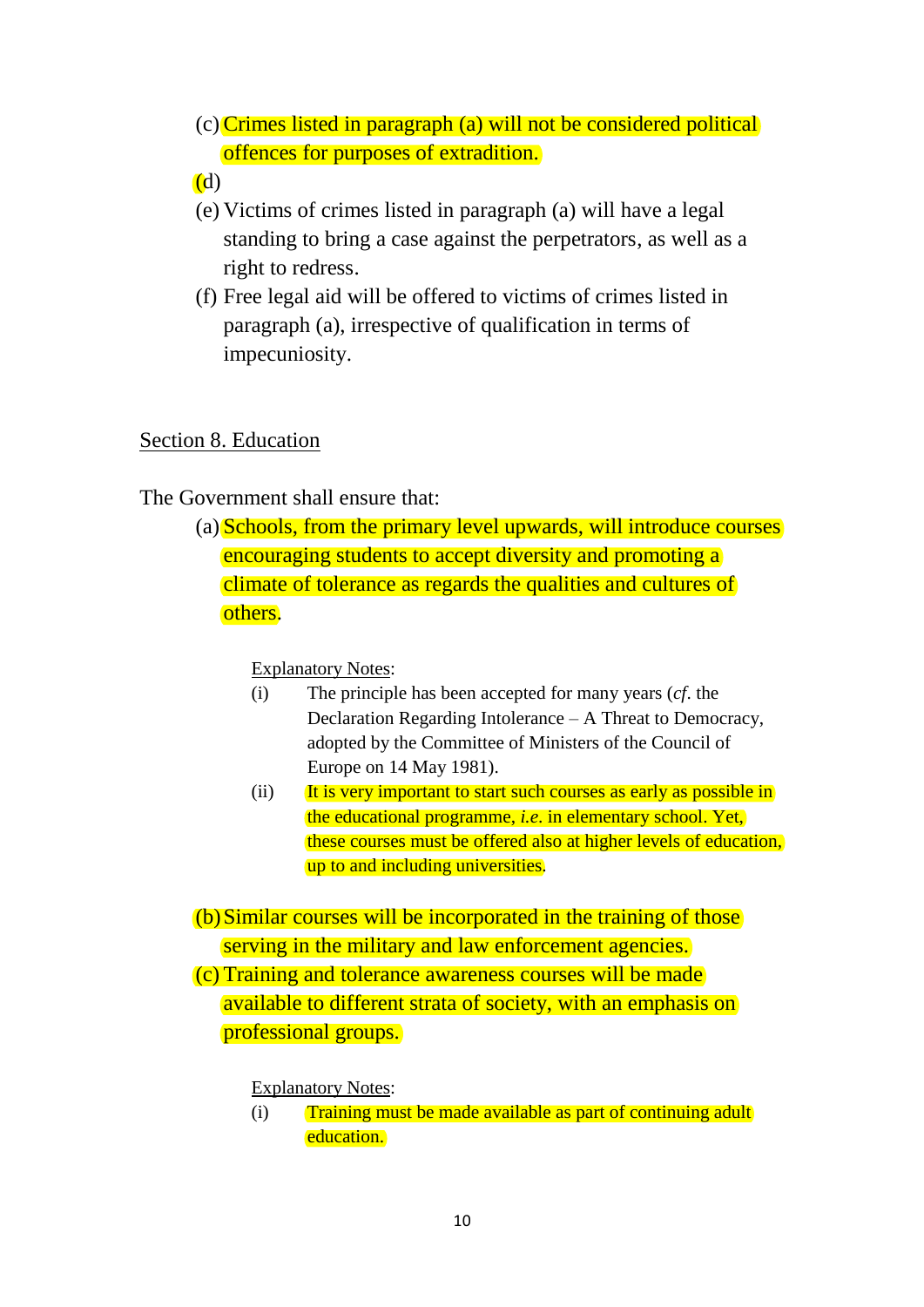(c) Crimes listed in paragraph (a) will not be considered political offences for purposes of extradition.

(d)

(e) Victims of crimes listed in paragraph (a) will have a legal standing to bring a case against the perpetrators, as well as a right to redress.

(f) Free legal aid will be offered to victims of crimes listed in paragraph (a), irrespective of qualification in terms of impecuniosity.

## Section 8. Education

The Government shall ensure that:

(a) Schools, from the primary level upwards, will introduce courses encouraging students to accept diversity and promoting a climate of tolerance as regards the qualities and cultures of others.

Explanatory Notes:

(i) The principle has been accepted for many years (*cf.* the Declaration Regarding Intolerance – A Threat to Democracy, adopted by the Committee of Ministers of the Council of Europe on 14 May 1981).

(ii) It is very important to start such courses as early as possible in the educational programme, *i.e.* in elementary school. Yet, these courses must be offered also at higher levels of education, up to and including universities.

(b) Similar courses will be incorporated in the training of those serving in the military and law enforcement agencies.

(c) Training and tolerance awareness courses will be made available to different strata of society, with an emphasis on professional groups.

Explanatory Notes:

(i) Training must be made available as part of continuing adult education.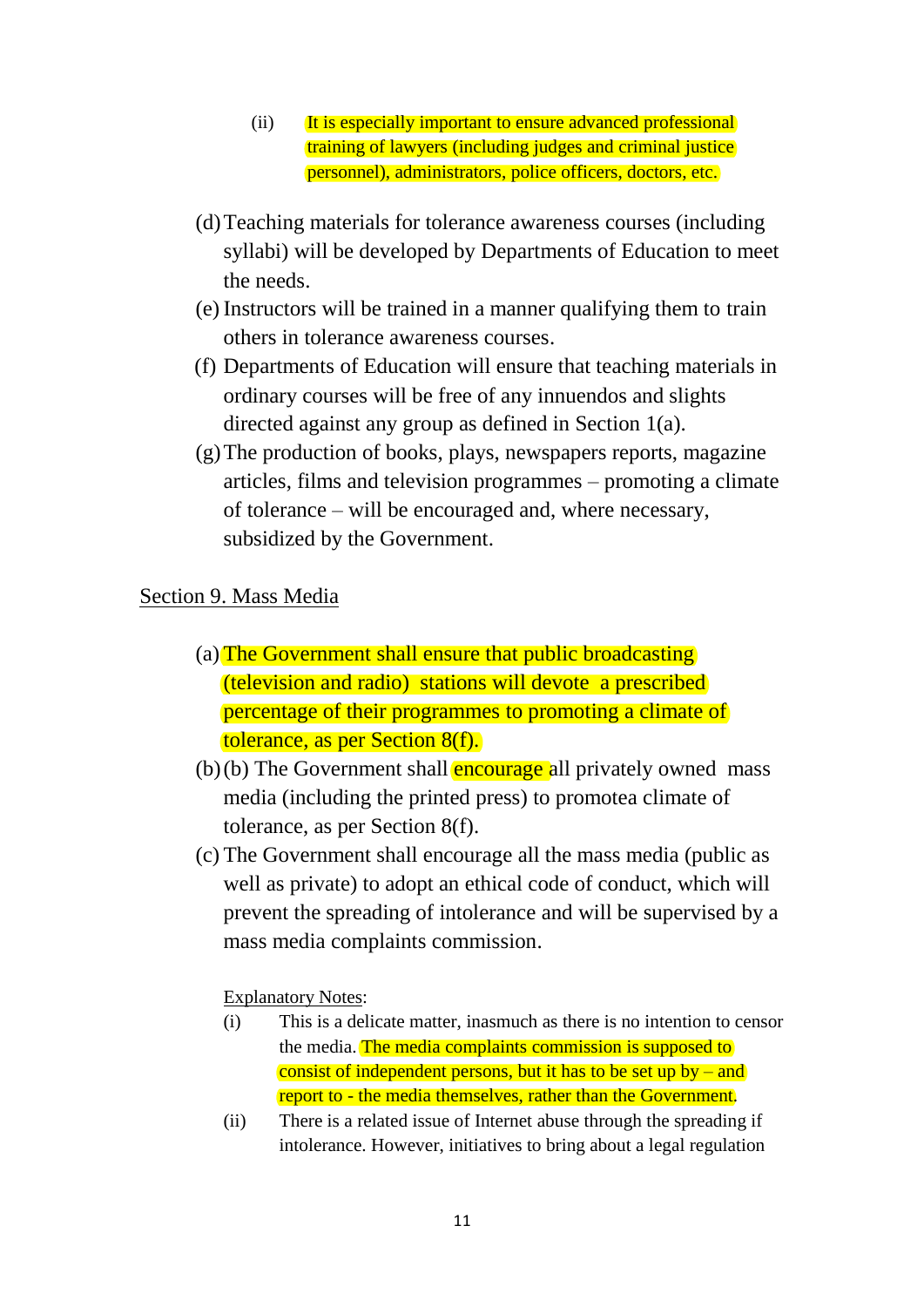(ii) It is especially important to ensure advanced professional training of lawyers (including judges and criminal justice personnel), administrators, police officers, doctors, etc.

(d) Teaching materials for tolerance awareness courses (including syllabi) will be developed by Departments of Education to meet the needs.

(e) Instructors will be trained in a manner qualifying them to train others in tolerance awareness courses.

(f) Departments of Education will ensure that teaching materials in ordinary courses will be free of any innuendos and slights directed against any group as defined in Section 1(a).

(g) The production of books, plays, newspapers reports, magazine articles, films and television programmes – promoting a climate of tolerance – will be encouraged and, where necessary, subsidized by the Government.

## Section 9. Mass Media

(a) The Government shall ensure that public broadcasting (television and radio) stations will devote a prescribed percentage of their programmes to promoting a climate of tolerance, as per Section 8(f).

(b) (b) The Government shall encourage all privately owned mass media (including the printed press) to promotea climate of tolerance, as per Section 8(f).

(c) The Government shall encourage all the mass media (public as well as private) to adopt an ethical code of conduct, which will prevent the spreading of intolerance and will be supervised by a mass media complaints commission.

Explanatory Notes:

(i) This is a delicate matter, inasmuch as there is no intention to censor the media. The media complaints commission is supposed to consist of independent persons, but it has to be set up by – and report to - the media themselves, rather than the Government.

(ii) There is a related issue of Internet abuse through the spreading if intolerance. However, initiatives to bring about a legal regulation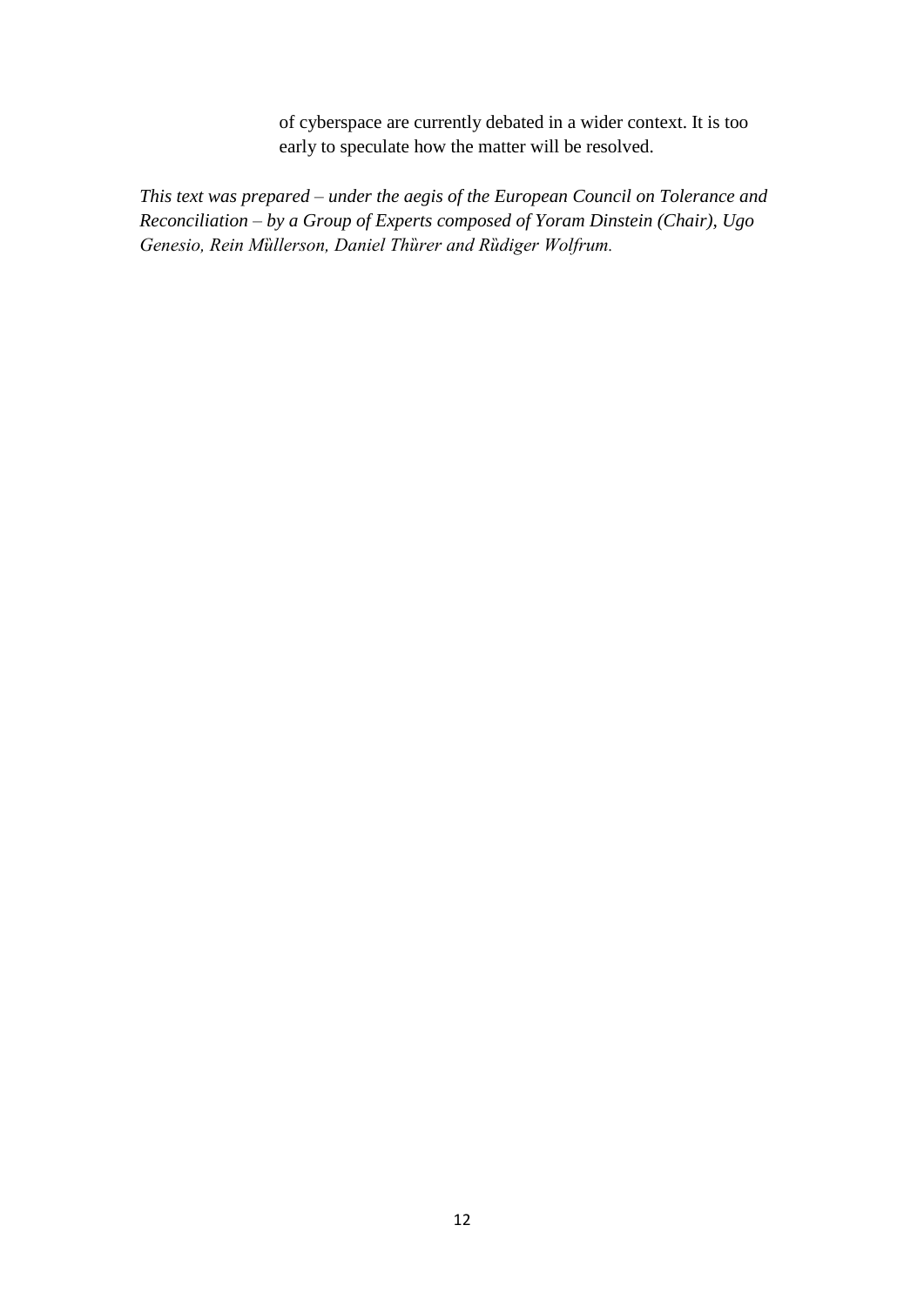of cyberspace are currently debated in a wider context. It is too early to speculate how the matter will be resolved.

*This text was prepared – under the aegis of the European Council on Tolerance and Reconciliation – by a Group of Experts composed of Yoram Dinstein (Chair), Ugo Genesio, Rein Mùllerson, Daniel Thùrer and Rùdiger Wolfrum.*